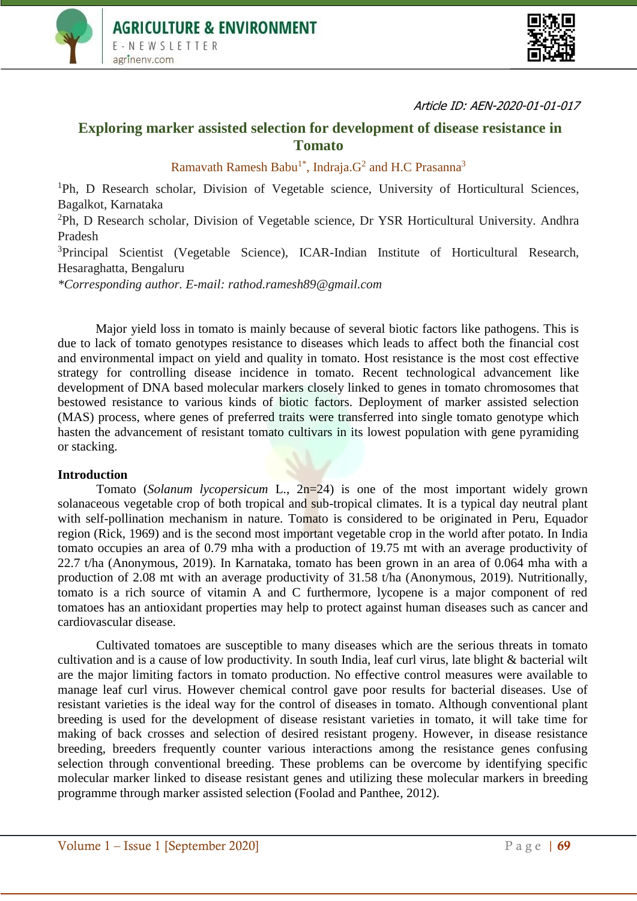Article ID: AEN-2020-01-01-017

# Exploring marker assisted selection for development of disease resistance in Tomato

Ramavath Ramesh Babu[1*], Indraja.G[2] and H.C Prasanna[3]

[1]Ph, D Research scholar, Division of Vegetable science, University of Horticultural Sciences, Bagalkot, Karnataka

[2]Ph, D Research scholar, Division of Vegetable science, Dr YSR Horticultural University. Andhra Pradesh

[3]Principal Scientist (Vegetable Science), ICAR-Indian Institute of Horticultural Research, Hesaraghatta, Bengaluru

*Corresponding author. E-mail: rathod.ramesh89@gmail.com

Major yield loss in tomato is mainly because of several biotic factors like pathogens. This is due to lack of tomato genotypes resistance to diseases which leads to affect both the financial cost and environmental impact on yield and quality in tomato. Host resistance is the most cost effective strategy for controlling disease incidence in tomato. Recent technological advancement like development of DNA based molecular markers closely linked to genes in tomato chromosomes that bestowed resistance to various kinds of biotic factors. Deployment of marker assisted selection (MAS) process, where genes of preferred traits were transferred into single tomato genotype which hasten the advancement of resistant tomato cultivars in its lowest population with gene pyramiding or stacking.

## Introduction

Tomato (*Solanum lycopersicum* L., 2n=24) is one of the most important widely grown solanaceous vegetable crop of both tropical and sub-tropical climates. It is a typical day neutral plant with self-pollination mechanism in nature. Tomato is considered to be originated in Peru, Equador region (Rick, 1969) and is the second most important vegetable crop in the world after potato. In India tomato occupies an area of 0.79 mha with a production of 19.75 mt with an average productivity of 22.7 t/ha (Anonymous, 2019). In Karnataka, tomato has been grown in an area of 0.064 mha with a production of 2.08 mt with an average productivity of 31.58 t/ha (Anonymous, 2019). Nutritionally, tomato is a rich source of vitamin A and C furthermore, lycopene is a major component of red tomatoes has an antioxidant properties may help to protect against human diseases such as cancer and cardiovascular disease.

Cultivated tomatoes are susceptible to many diseases which are the serious threats in tomato cultivation and is a cause of low productivity. In south India, leaf curl virus, late blight & bacterial wilt are the major limiting factors in tomato production. No effective control measures were available to manage leaf curl virus. However chemical control gave poor results for bacterial diseases. Use of resistant varieties is the ideal way for the control of diseases in tomato. Although conventional plant breeding is used for the development of disease resistant varieties in tomato, it will take time for making of back crosses and selection of desired resistant progeny. However, in disease resistance breeding, breeders frequently counter various interactions among the resistance genes confusing selection through conventional breeding. These problems can be overcome by identifying specific molecular marker linked to disease resistant genes and utilizing these molecular markers in breeding programme through marker assisted selection (Foolad and Panthee, 2012).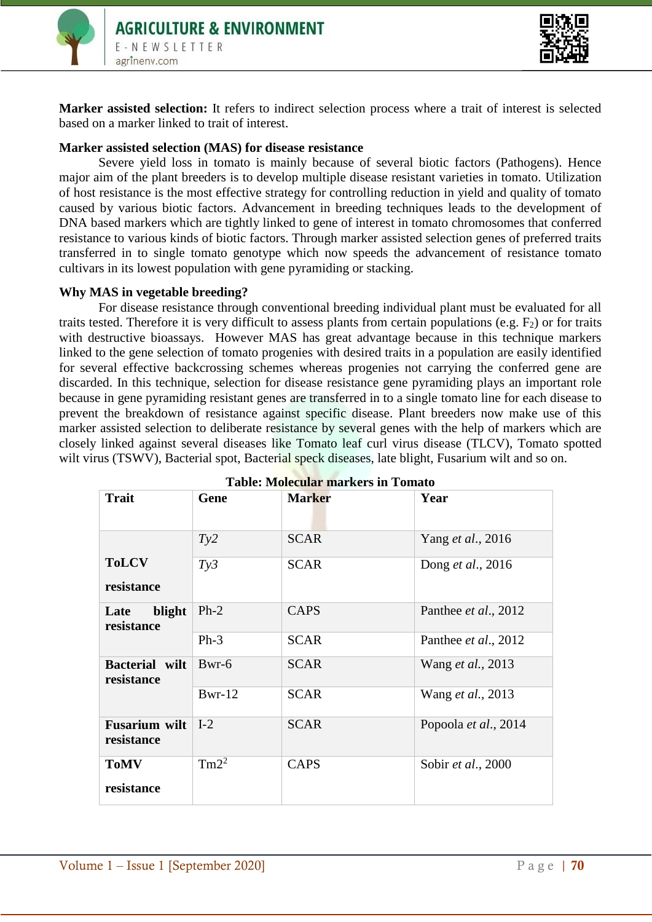**Marker assisted selection:** It refers to indirect selection process where a trait of interest is selected based on a marker linked to trait of interest.

**Marker assisted selection (MAS) for disease resistance**

Severe yield loss in tomato is mainly because of several biotic factors (Pathogens). Hence major aim of the plant breeders is to develop multiple disease resistant varieties in tomato. Utilization of host resistance is the most effective strategy for controlling reduction in yield and quality of tomato caused by various biotic factors. Advancement in breeding techniques leads to the development of DNA based markers which are tightly linked to gene of interest in tomato chromosomes that conferred resistance to various kinds of biotic factors. Through marker assisted selection genes of preferred traits transferred in to single tomato genotype which now speeds the advancement of resistance tomato cultivars in its lowest population with gene pyramiding or stacking.

**Why MAS in vegetable breeding?**

For disease resistance through conventional breeding individual plant must be evaluated for all traits tested. Therefore it is very difficult to assess plants from certain populations (e.g. $F_2$) or for traits with destructive bioassays. However MAS has great advantage because in this technique markers linked to the gene selection of tomato progenies with desired traits in a population are easily identified for several effective backcrossing schemes whereas progenies not carrying the conferred gene are discarded. In this technique, selection for disease resistance gene pyramiding plays an important role because in gene pyramiding resistant genes are transferred in to a single tomato line for each disease to prevent the breakdown of resistance against specific disease. Plant breeders now make use of this marker assisted selection to deliberate resistance by several genes with the help of markers which are closely linked against several diseases like Tomato leaf curl virus disease (TLCV), Tomato spotted wilt virus (TSWV), Bacterial spot, Bacterial speck diseases, late blight, Fusarium wilt and so on.

**Table: Molecular markers in Tomato**

| Trait | Gene | Marker | Year |
|---|---|---|---|
| **ToLCV resistance** | *Ty2* | SCAR | Yang *et al.*, 2016 |
| | *Ty3* | SCAR | Dong *et al.*, 2016 |
| **Late blight resistance** | Ph-2 | CAPS | Panthee *et al.*, 2012 |
| | Ph-3 | SCAR | Panthee *et al.*, 2012 |
| **Bacterial wilt resistance** | Bwr-6 | SCAR | Wang *et al.*, 2013 |
| | Bwr-12 | SCAR | Wang *et al.*, 2013 |
| **Fusarium wilt resistance** | I-2 | SCAR | Popoola *et al.*, 2014 |
| **ToMV resistance** | $Tm2^2$ | CAPS | Sobir *et al.*, 2000 |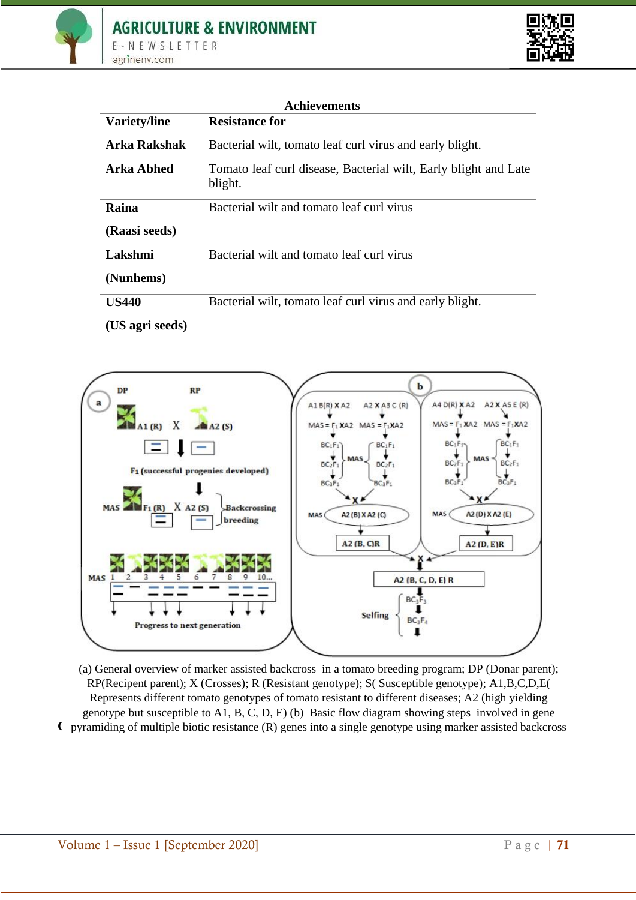**Achievements**

| Variety/line | Resistance for |
|---|---|
| **Arka Rakshak** | Bacterial wilt, tomato leaf curl virus and early blight. |
| **Arka Abhed** | Tomato leaf curl disease, Bacterial wilt, Early blight and Late blight. |
| **Raina (Raasi seeds)** | Bacterial wilt and tomato leaf curl virus |
| **Lakshmi (Nunhems)** | Bacterial wilt and tomato leaf curl virus |
| **US440 (US agri seeds)** | Bacterial wilt, tomato leaf curl virus and early blight. |

(a) General overview of marker assisted backcross in a tomato breeding program; DP (Donar parent); RP(Recipent parent); X (Crosses); R (Resistant genotype); S( Susceptible genotype); A1,B,C,D,E( Represents different tomato genotypes of tomato resistant to different diseases; A2 (high yielding genotype but susceptible to A1, B, C, D, E) (b) Basic flow diagram showing steps involved in gene pyramiding of multiple biotic resistance (R) genes into a single genotype using marker assisted backcross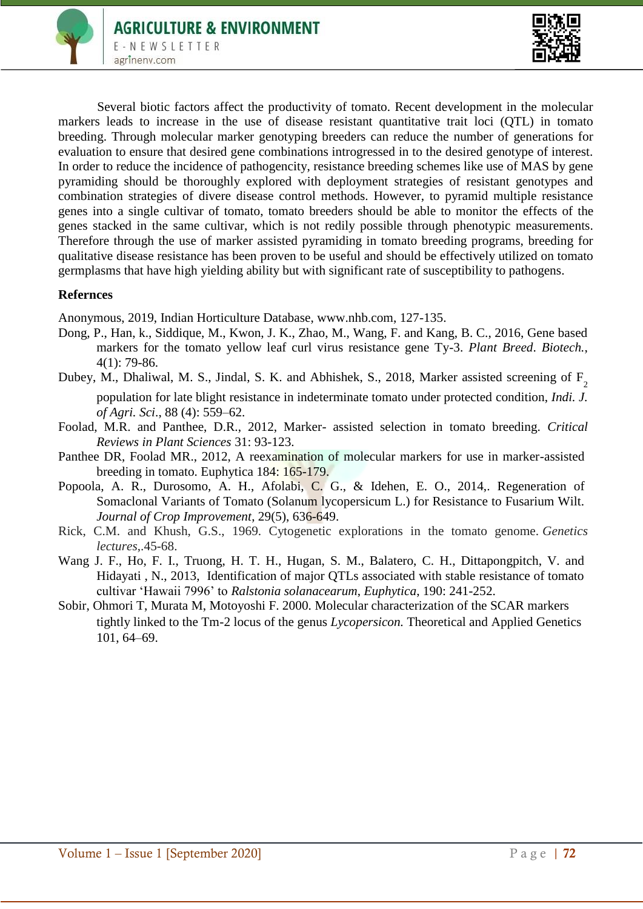Several biotic factors affect the productivity of tomato. Recent development in the molecular markers leads to increase in the use of disease resistant quantitative trait loci (QTL) in tomato breeding. Through molecular marker genotyping breeders can reduce the number of generations for evaluation to ensure that desired gene combinations introgressed in to the desired genotype of interest. In order to reduce the incidence of pathogencity, resistance breeding schemes like use of MAS by gene pyramiding should be thoroughly explored with deployment strategies of resistant genotypes and combination strategies of divere disease control methods. However, to pyramid multiple resistance genes into a single cultivar of tomato, tomato breeders should be able to monitor the effects of the genes stacked in the same cultivar, which is not redily possible through phenotypic measurements. Therefore through the use of marker assisted pyramiding in tomato breeding programs, breeding for qualitative disease resistance has been proven to be useful and should be effectively utilized on tomato germplasms that have high yielding ability but with significant rate of susceptibility to pathogens.

**Refernces**

Anonymous, 2019, Indian Horticulture Database, www.nhb.com, 127-135.

Dong, P., Han, k., Siddique, M., Kwon, J. K., Zhao, M., Wang, F. and Kang, B. C., 2016, Gene based markers for the tomato yellow leaf curl virus resistance gene Ty-3. *Plant Breed. Biotech.*, 4(1): 79-86.

Dubey, M., Dhaliwal, M. S., Jindal, S. K. and Abhishek, S., 2018, Marker assisted screening of $F_2$ population for late blight resistance in indeterminate tomato under protected condition, *Indi. J. of Agri. Sci*., 88 (4): 559–62.

Foolad, M.R. and Panthee, D.R., 2012, Marker- assisted selection in tomato breeding. *Critical Reviews in Plant Sciences* 31: 93-123.

Panthee DR, Foolad MR., 2012, A reexamination of molecular markers for use in marker-assisted breeding in tomato. Euphytica 184: 165-179.

Popoola, A. R., Durosomo, A. H., Afolabi, C. G., & Idehen, E. O., 2014,. Regeneration of Somaclonal Variants of Tomato (Solanum lycopersicum L.) for Resistance to Fusarium Wilt. *Journal of Crop Improvement*, 29(5), 636-649.

Rick, C.M. and Khush, G.S., 1969. Cytogenetic explorations in the tomato genome. *Genetics lectures*,.45-68.

Wang J. F., Ho, F. I., Truong, H. T. H., Hugan, S. M., Balatero, C. H., Dittapongpitch, V. and Hidayati , N., 2013, Identification of major QTLs associated with stable resistance of tomato cultivar 'Hawaii 7996' to *Ralstonia solanacearum*, *Euphytica*, 190: 241-252.

Sobir, Ohmori T, Murata M, Motoyoshi F. 2000. Molecular characterization of the SCAR markers tightly linked to the Tm-2 locus of the genus *Lycopersicon.* Theoretical and Applied Genetics 101, 64–69.